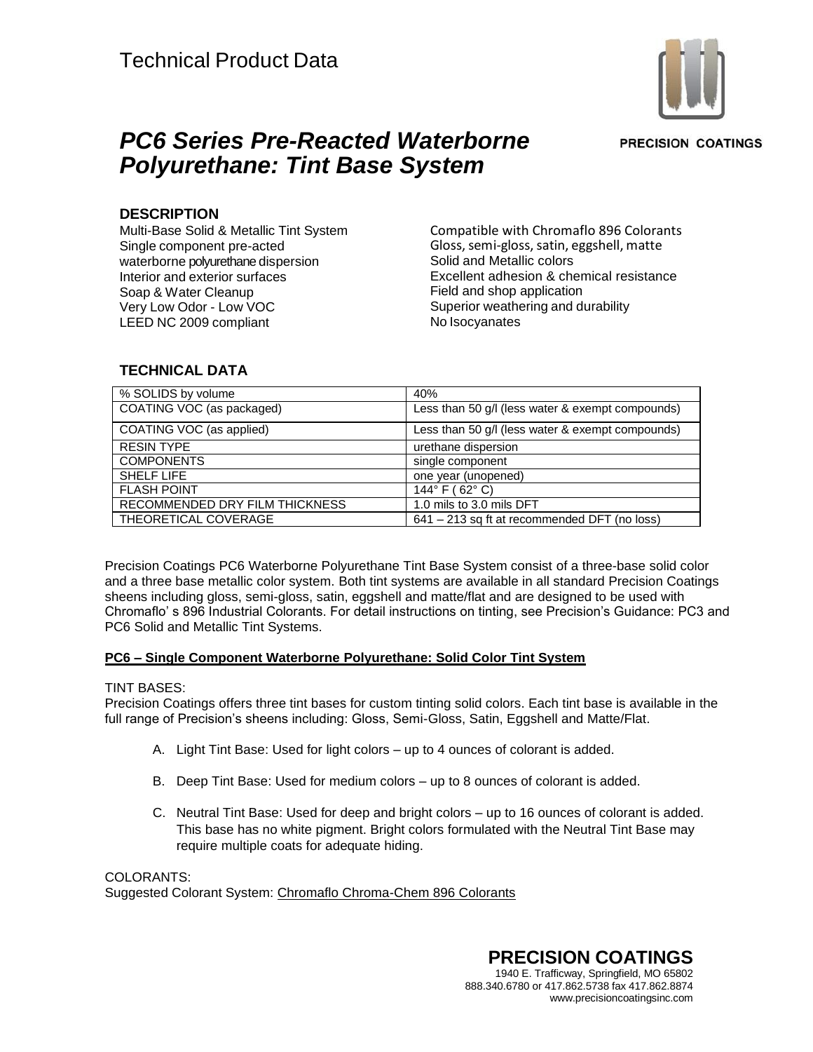Technical Product Data

PRECISION COATINGS

# *PC6 Series Pre-Reacted Waterborne Polyurethane: Tint Base System*

## DESCRIPTION

Multi-Base Solid & Metallic Tint System
Single component pre-acted waterborne polyurethane dispersion
Interior and exterior surfaces
Soap & Water Cleanup
Very Low Odor - Low VOC
LEED NC 2009 compliant

Compatible with Chromaflo 896 Colorants
Gloss, semi-gloss, satin, eggshell, matte
Solid and Metallic colors
Excellent adhesion & chemical resistance
Field and shop application
Superior weathering and durability
No Isocyanates

## TECHNICAL DATA

| | |
|---|---|
| % SOLIDS by volume | 40% |
| COATING VOC (as packaged) | Less than 50 g/l (less water & exempt compounds) |
| COATING VOC (as applied) | Less than 50 g/l (less water & exempt compounds) |
| RESIN TYPE | urethane dispersion |
| COMPONENTS | single component |
| SHELF LIFE | one year (unopened) |
| FLASH POINT | 144° F ( 62° C) |
| RECOMMENDED DRY FILM THICKNESS | 1.0 mils to 3.0 mils DFT |
| THEORETICAL COVERAGE | 641 – 213 sq ft at recommended DFT (no loss) |

Precision Coatings PC6 Waterborne Polyurethane Tint Base System consist of a three-base solid color and a three base metallic color system. Both tint systems are available in all standard Precision Coatings sheens including gloss, semi-gloss, satin, eggshell and matte/flat and are designed to be used with Chromaflo' s 896 Industrial Colorants. For detail instructions on tinting, see Precision's Guidance: PC3 and PC6 Solid and Metallic Tint Systems.

**PC6 – Single Component Waterborne Polyurethane: Solid Color Tint System**

TINT BASES:
Precision Coatings offers three tint bases for custom tinting solid colors. Each tint base is available in the full range of Precision's sheens including: Gloss, Semi-Gloss, Satin, Eggshell and Matte/Flat.

A. Light Tint Base: Used for light colors – up to 4 ounces of colorant is added.

B. Deep Tint Base: Used for medium colors – up to 8 ounces of colorant is added.

C. Neutral Tint Base: Used for deep and bright colors – up to 16 ounces of colorant is added. This base has no white pigment. Bright colors formulated with the Neutral Tint Base may require multiple coats for adequate hiding.

COLORANTS:
Suggested Colorant System: Chromaflo Chroma-Chem 896 Colorants

**PRECISION COATINGS**
1940 E. Trafficway, Springfield, MO 65802
888.340.6780 or 417.862.5738 fax 417.862.8874
www.precisioncoatingsinc.com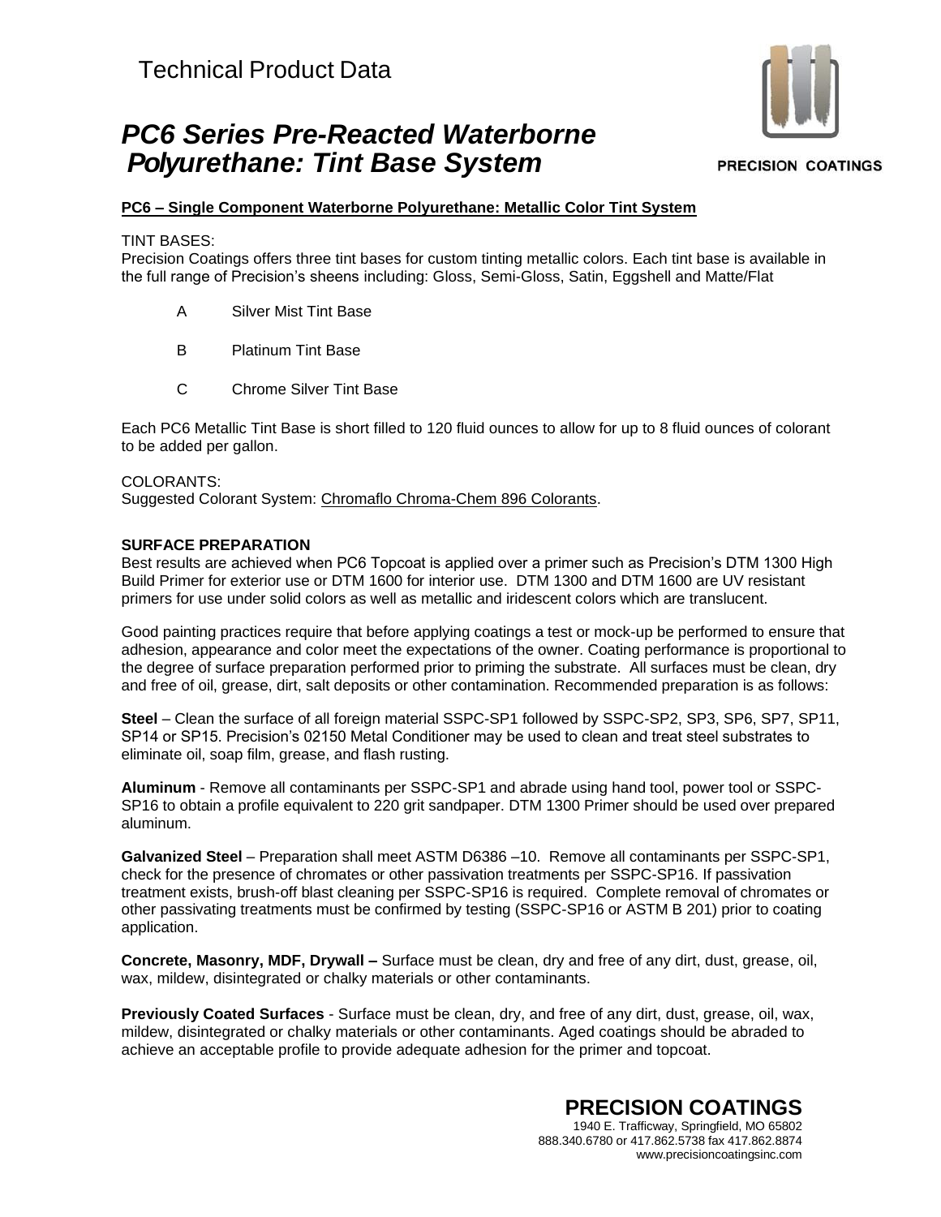Technical Product Data

# PC6 Series Pre-Reacted Waterborne Polyurethane: Tint Base System

PRECISION COATINGS

**PC6 – Single Component Waterborne Polyurethane: Metallic Color Tint System**

TINT BASES:
Precision Coatings offers three tint bases for custom tinting metallic colors. Each tint base is available in the full range of Precision's sheens including: Gloss, Semi-Gloss, Satin, Eggshell and Matte/Flat

- A Silver Mist Tint Base
- B Platinum Tint Base
- C Chrome Silver Tint Base

Each PC6 Metallic Tint Base is short filled to 120 fluid ounces to allow for up to 8 fluid ounces of colorant to be added per gallon.

COLORANTS:
Suggested Colorant System: Chromaflo Chroma-Chem 896 Colorants.

**SURFACE PREPARATION**

Best results are achieved when PC6 Topcoat is applied over a primer such as Precision's DTM 1300 High Build Primer for exterior use or DTM 1600 for interior use. DTM 1300 and DTM 1600 are UV resistant primers for use under solid colors as well as metallic and iridescent colors which are translucent.

Good painting practices require that before applying coatings a test or mock-up be performed to ensure that adhesion, appearance and color meet the expectations of the owner. Coating performance is proportional to the degree of surface preparation performed prior to priming the substrate. All surfaces must be clean, dry and free of oil, grease, dirt, salt deposits or other contamination. Recommended preparation is as follows:

**Steel** – Clean the surface of all foreign material SSPC-SP1 followed by SSPC-SP2, SP3, SP6, SP7, SP11, SP14 or SP15. Precision's 02150 Metal Conditioner may be used to clean and treat steel substrates to eliminate oil, soap film, grease, and flash rusting.

**Aluminum** - Remove all contaminants per SSPC-SP1 and abrade using hand tool, power tool or SSPC-SP16 to obtain a profile equivalent to 220 grit sandpaper. DTM 1300 Primer should be used over prepared aluminum.

**Galvanized Steel** – Preparation shall meet ASTM D6386 –10. Remove all contaminants per SSPC-SP1, check for the presence of chromates or other passivation treatments per SSPC-SP16. If passivation treatment exists, brush-off blast cleaning per SSPC-SP16 is required. Complete removal of chromates or other passivating treatments must be confirmed by testing (SSPC-SP16 or ASTM B 201) prior to coating application.

**Concrete, Masonry, MDF, Drywall –** Surface must be clean, dry and free of any dirt, dust, grease, oil, wax, mildew, disintegrated or chalky materials or other contaminants.

**Previously Coated Surfaces** - Surface must be clean, dry, and free of any dirt, dust, grease, oil, wax, mildew, disintegrated or chalky materials or other contaminants. Aged coatings should be abraded to achieve an acceptable profile to provide adequate adhesion for the primer and topcoat.

**PRECISION COATINGS**
1940 E. Trafficway, Springfield, MO 65802
888.340.6780 or 417.862.5738 fax 417.862.8874
www.precisioncoatingsinc.com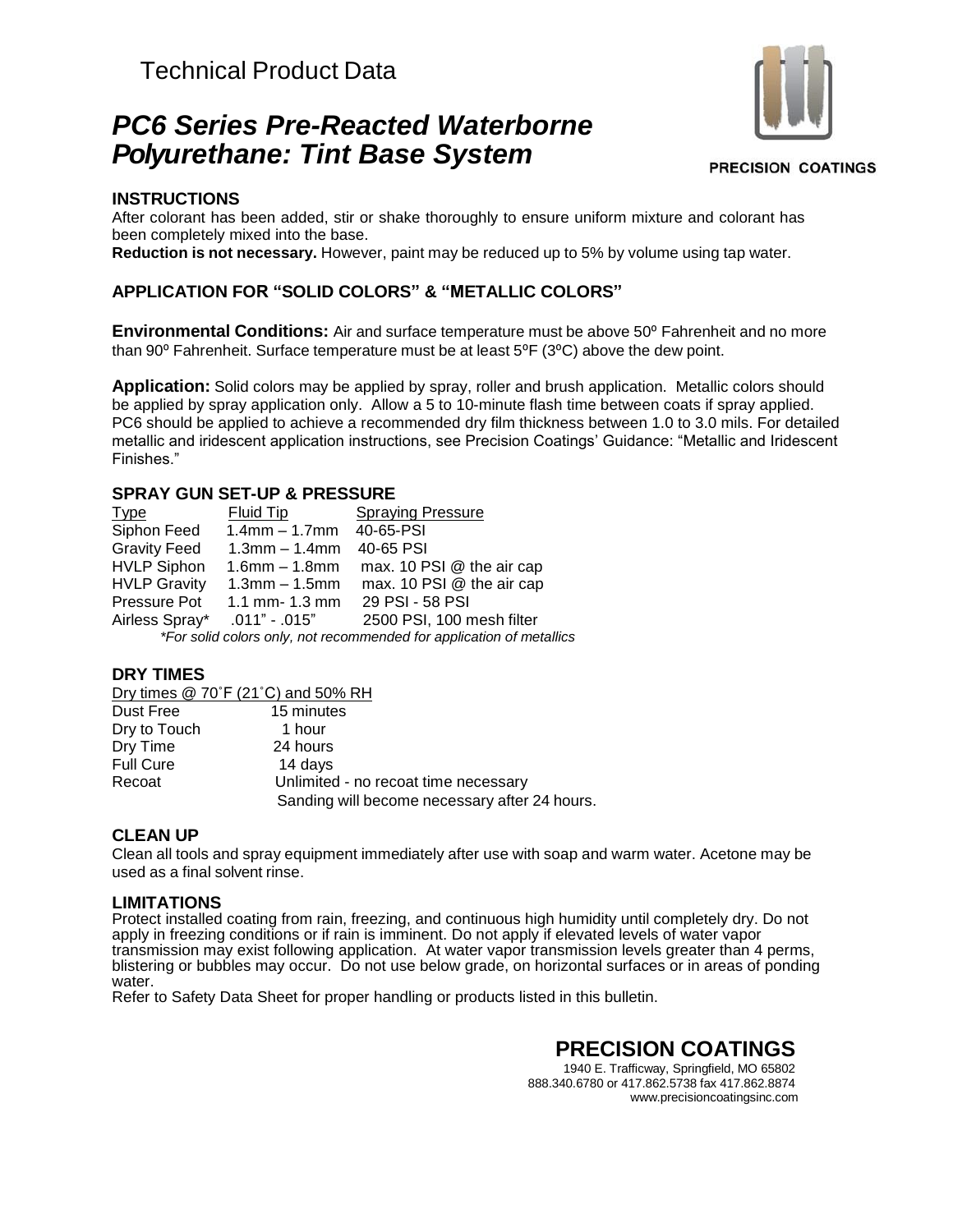Technical Product Data

# *PC6 Series Pre-Reacted Waterborne Polyurethane: Tint Base System*

PRECISION COATINGS

### INSTRUCTIONS

After colorant has been added, stir or shake thoroughly to ensure uniform mixture and colorant has been completely mixed into the base.

**Reduction is not necessary.** However, paint may be reduced up to 5% by volume using tap water.

### APPLICATION FOR "SOLID COLORS" & "METALLIC COLORS"

**Environmental Conditions:** Air and surface temperature must be above 50º Fahrenheit and no more than 90º Fahrenheit. Surface temperature must be at least 5ºF (3ºC) above the dew point.

**Application:** Solid colors may be applied by spray, roller and brush application. Metallic colors should be applied by spray application only. Allow a 5 to 10-minute flash time between coats if spray applied. PC6 should be applied to achieve a recommended dry film thickness between 1.0 to 3.0 mils. For detailed metallic and iridescent application instructions, see Precision Coatings' Guidance: "Metallic and Iridescent Finishes."

### SPRAY GUN SET-UP & PRESSURE

| Type | Fluid Tip | Spraying Pressure |
|---|---|---|
| Siphon Feed | 1.4mm – 1.7mm | 40-65-PSI |
| Gravity Feed | 1.3mm – 1.4mm | 40-65 PSI |
| HVLP Siphon | 1.6mm – 1.8mm | max. 10 PSI @ the air cap |
| HVLP Gravity | 1.3mm – 1.5mm | max. 10 PSI @ the air cap |
| Pressure Pot | 1.1 mm- 1.3 mm | 29 PSI - 58 PSI |
| Airless Spray* | .011" - .015" | 2500 PSI, 100 mesh filter |

*\*For solid colors only, not recommended for application of metallics*

### DRY TIMES

| Dry times @ 70˚F (21˚C) and 50% RH | |
|---|---|
| Dust Free | 15 minutes |
| Dry to Touch | 1 hour |
| Dry Time | 24 hours |
| Full Cure | 14 days |
| Recoat | Unlimited - no recoat time necessary<br>Sanding will become necessary after 24 hours. |

### CLEAN UP

Clean all tools and spray equipment immediately after use with soap and warm water. Acetone may be used as a final solvent rinse.

### LIMITATIONS

Protect installed coating from rain, freezing, and continuous high humidity until completely dry. Do not apply in freezing conditions or if rain is imminent. Do not apply if elevated levels of water vapor transmission may exist following application. At water vapor transmission levels greater than 4 perms, blistering or bubbles may occur. Do not use below grade, on horizontal surfaces or in areas of ponding water.

Refer to Safety Data Sheet for proper handling or products listed in this bulletin.

**PRECISION COATINGS**
1940 E. Trafficway, Springfield, MO 65802
888.340.6780 or 417.862.5738 fax 417.862.8874
www.precisioncoatingsinc.com